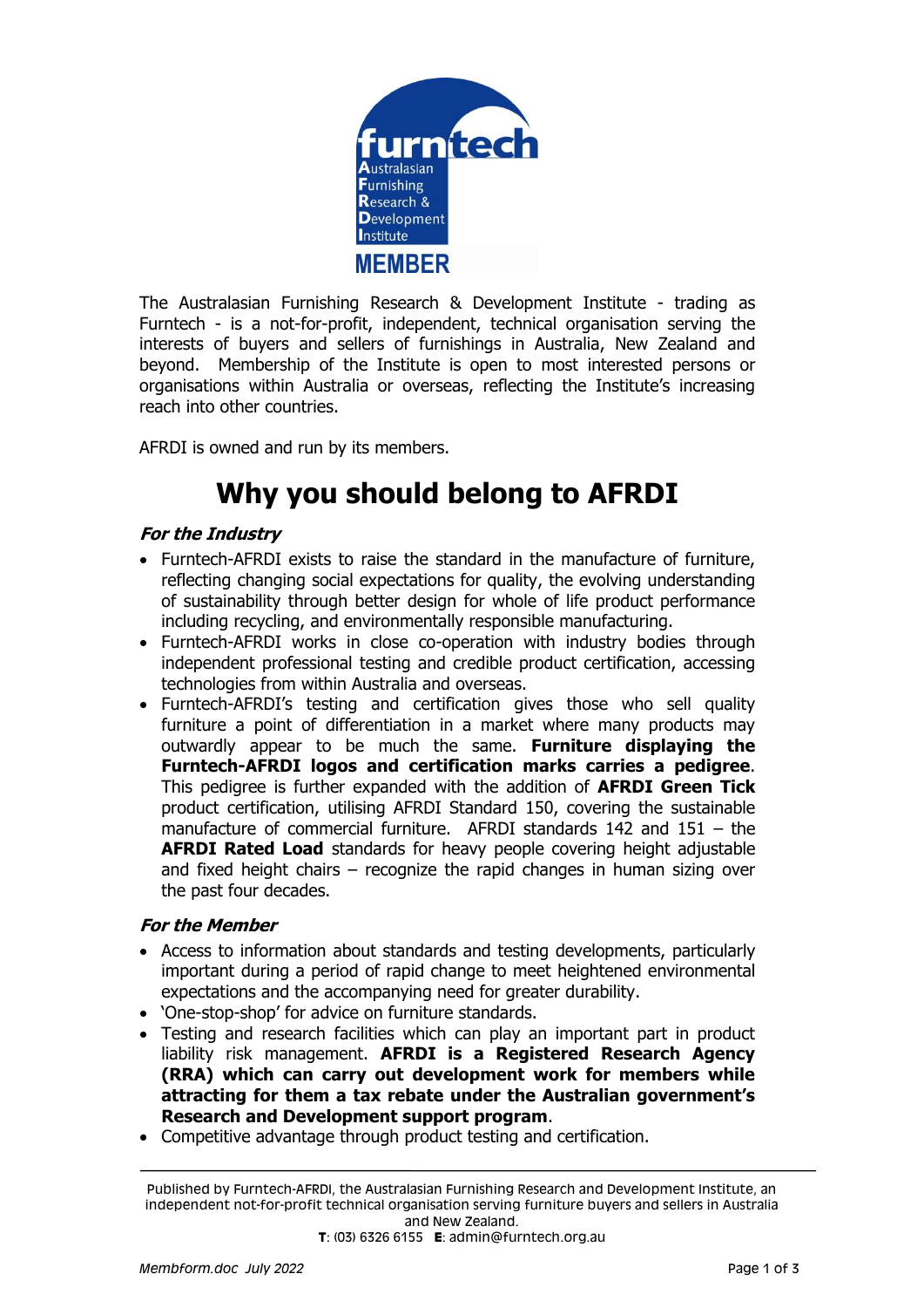furntech

Australasian
Furnishing
Research &
Development
Institute

MEMBER

The Australasian Furnishing Research & Development Institute - trading as Furntech - is a not-for-profit, independent, technical organisation serving the interests of buyers and sellers of furnishings in Australia, New Zealand and beyond. Membership of the Institute is open to most interested persons or organisations within Australia or overseas, reflecting the Institute's increasing reach into other countries.

AFRDI is owned and run by its members.

# Why you should belong to AFRDI

### *For the Industry*

- Furntech-AFRDI exists to raise the standard in the manufacture of furniture, reflecting changing social expectations for quality, the evolving understanding of sustainability through better design for whole of life product performance including recycling, and environmentally responsible manufacturing.
- Furntech-AFRDI works in close co-operation with industry bodies through independent professional testing and credible product certification, accessing technologies from within Australia and overseas.
- Furntech-AFRDI's testing and certification gives those who sell quality furniture a point of differentiation in a market where many products may outwardly appear to be much the same. **Furniture displaying the Furntech-AFRDI logos and certification marks carries a pedigree**. This pedigree is further expanded with the addition of **AFRDI Green Tick** product certification, utilising AFRDI Standard 150, covering the sustainable manufacture of commercial furniture. AFRDI standards 142 and 151 – the **AFRDI Rated Load** standards for heavy people covering height adjustable and fixed height chairs – recognize the rapid changes in human sizing over the past four decades.

### *For the Member*

- Access to information about standards and testing developments, particularly important during a period of rapid change to meet heightened environmental expectations and the accompanying need for greater durability.
- 'One-stop-shop' for advice on furniture standards.
- Testing and research facilities which can play an important part in product liability risk management. **AFRDI is a Registered Research Agency (RRA) which can carry out development work for members while attracting for them a tax rebate under the Australian government's Research and Development support program**.
- Competitive advantage through product testing and certification.

---

Published by Furntech-AFRDI, the Australasian Furnishing Research and Development Institute, an independent not-for-profit technical organisation serving furniture buyers and sellers in Australia and New Zealand.
**T**: (03) 6326 6155 **E**: admin@furntech.org.au

*Membform.doc July 2022*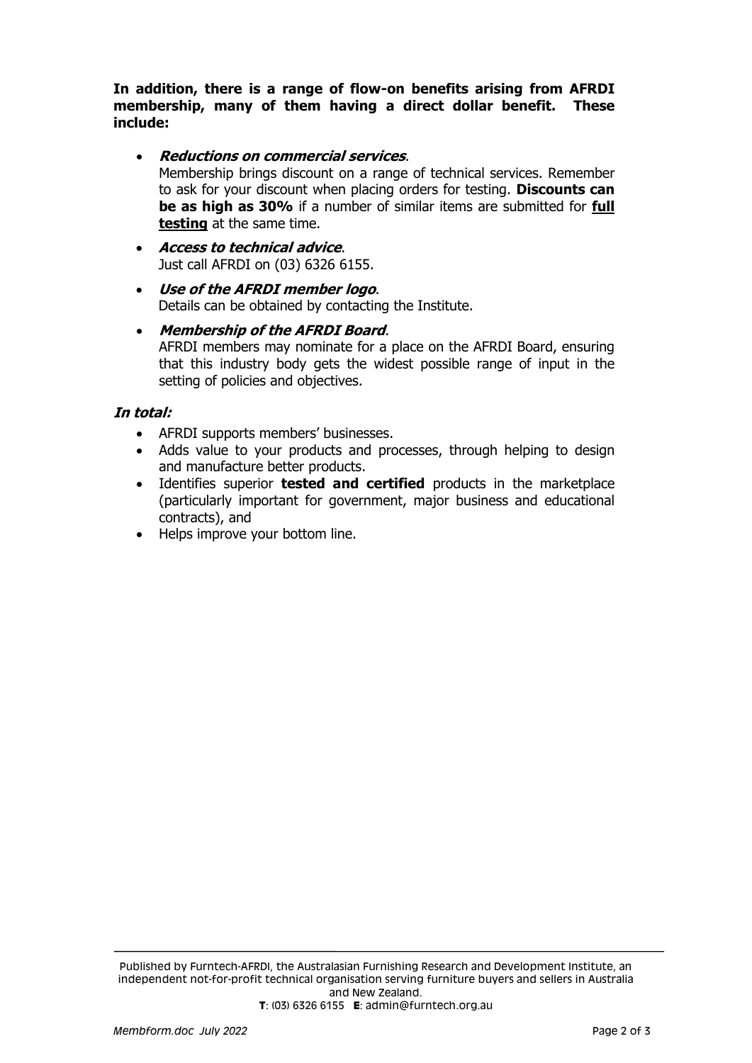**In addition, there is a range of flow-on benefits arising from AFRDI membership, many of them having a direct dollar benefit. These include:**

- ***Reductions on commercial services*.**
  Membership brings discount on a range of technical services. Remember to ask for your discount when placing orders for testing. **Discounts can be as high as 30%** if a number of similar items are submitted for **<u>full testing</u>** at the same time.
- ***Access to technical advice*.**
  Just call AFRDI on (03) 6326 6155.
- ***Use of the AFRDI member logo*.**
  Details can be obtained by contacting the Institute.
- ***Membership of the AFRDI Board*.**
  AFRDI members may nominate for a place on the AFRDI Board, ensuring that this industry body gets the widest possible range of input in the setting of policies and objectives.

***In total:***

- AFRDI supports members' businesses.
- Adds value to your products and processes, through helping to design and manufacture better products.
- Identifies superior **tested and certified** products in the marketplace (particularly important for government, major business and educational contracts), and
- Helps improve your bottom line.

Published by Furntech-AFRDI, the Australasian Furnishing Research and Development Institute, an independent not-for-profit technical organisation serving furniture buyers and sellers in Australia and New Zealand.
**T**: (03) 6326 6155 **E**: admin@furntech.org.au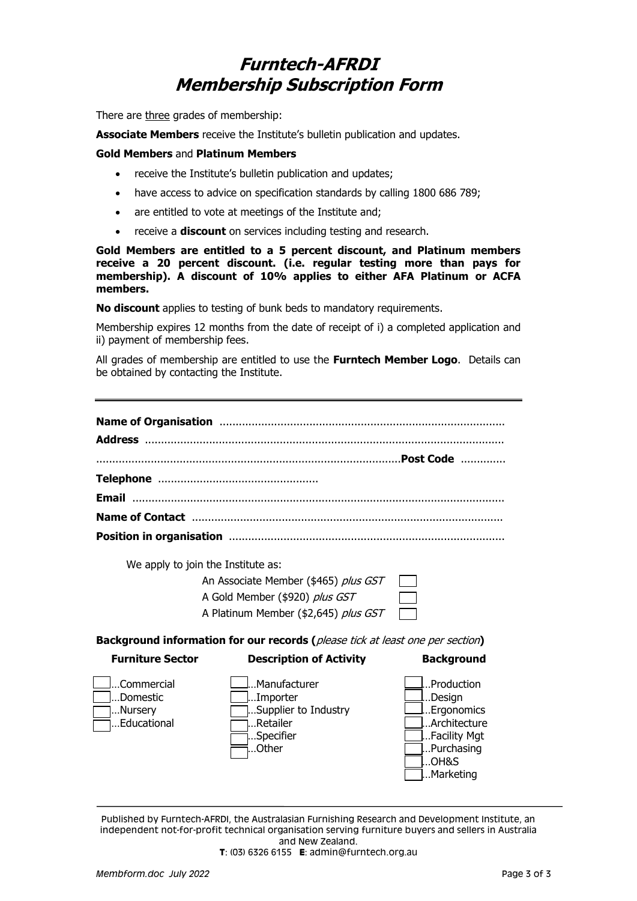# Furntech-AFRDI Membership Subscription Form

There are three grades of membership:

**Associate Members** receive the Institute's bulletin publication and updates.

**Gold Members** and **Platinum Members**

- receive the Institute's bulletin publication and updates;
- have access to advice on specification standards by calling 1800 686 789;
- are entitled to vote at meetings of the Institute and;
- receive a **discount** on services including testing and research.

**Gold Members are entitled to a 5 percent discount, and Platinum members receive a 20 percent discount. (i.e. regular testing more than pays for membership). A discount of 10% applies to either AFA Platinum or ACFA members.**

**No discount** applies to testing of bunk beds to mandatory requirements.

Membership expires 12 months from the date of receipt of i) a completed application and ii) payment of membership fees.

All grades of membership are entitled to use the **Furntech Member Logo**. Details can be obtained by contacting the Institute.

---

**Name of Organisation** ..........................................................................................

**Address** ..........................................................................................................

.......................................................................................... **Post Code** ..............

**Telephone** ..................................................

**Email** ..........................................................................................................

**Name of Contact** ..........................................................................................

**Position in organisation** ..........................................................................................

We apply to join the Institute as:

- An Associate Member ($465) *plus GST* ☐
- A Gold Member ($920) *plus GST* ☐
- A Platinum Member ($2,645) *plus GST* ☐

**Background information for our records (***please tick at least one per section***)**

| Furniture Sector | Description of Activity | Background |
|---|---|---|
| ☐ …Commercial | ☐ …Manufacturer | ☐ …Production |
| ☐ …Domestic | ☐ …Importer | ☐ …Design |
| ☐ …Nursery | ☐ …Supplier to Industry | ☐ …Ergonomics |
| ☐ …Educational | ☐ …Retailer | ☐ …Architecture |
| | ☐ …Specifier | ☐ …Facility Mgt |
| | ☐ …Other | ☐ …Purchasing |
| | | ☐ …OH&S |
| | | ☐ …Marketing |

---

Published by Furntech-AFRDI, the Australasian Furnishing Research and Development Institute, an independent not-for-profit technical organisation serving furniture buyers and sellers in Australia and New Zealand.

**T**: (03) 6326 6155 **E**: admin@furntech.org.au

*Membform.doc July 2022*